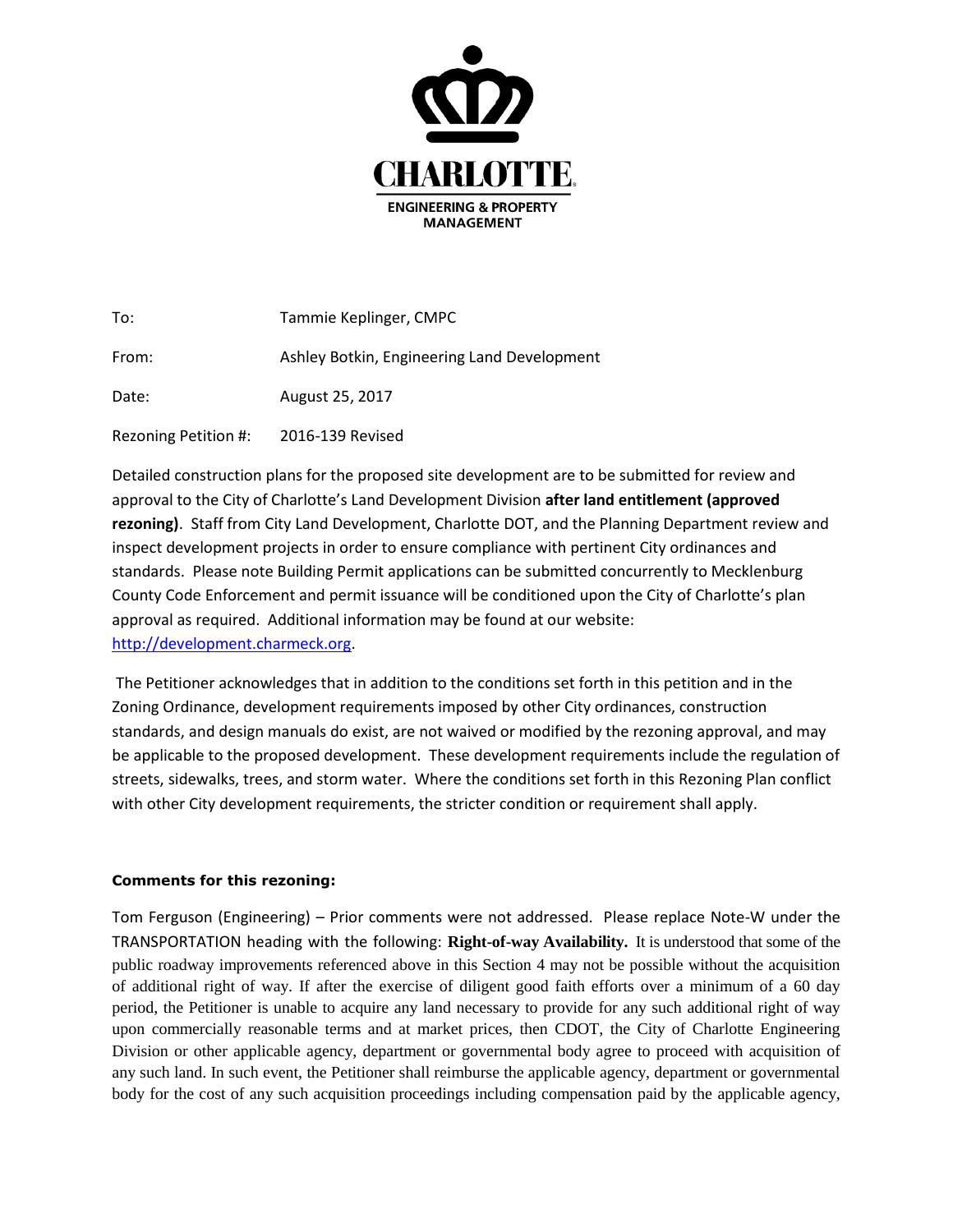CHARLOTTE.

ENGINEERING & PROPERTY MANAGEMENT

To: Tammie Keplinger, CMPC

From: Ashley Botkin, Engineering Land Development

Date: August 25, 2017

Rezoning Petition #: 2016-139 Revised

Detailed construction plans for the proposed site development are to be submitted for review and approval to the City of Charlotte's Land Development Division **after land entitlement (approved rezoning)**. Staff from City Land Development, Charlotte DOT, and the Planning Department review and inspect development projects in order to ensure compliance with pertinent City ordinances and standards. Please note Building Permit applications can be submitted concurrently to Mecklenburg County Code Enforcement and permit issuance will be conditioned upon the City of Charlotte's plan approval as required. Additional information may be found at our website: [http://development.charmeck.org](http://development.charmeck.org).

The Petitioner acknowledges that in addition to the conditions set forth in this petition and in the Zoning Ordinance, development requirements imposed by other City ordinances, construction standards, and design manuals do exist, are not waived or modified by the rezoning approval, and may be applicable to the proposed development. These development requirements include the regulation of streets, sidewalks, trees, and storm water. Where the conditions set forth in this Rezoning Plan conflict with other City development requirements, the stricter condition or requirement shall apply.

**Comments for this rezoning:**

Tom Ferguson (Engineering) – Prior comments were not addressed. Please replace Note-W under the TRANSPORTATION heading with the following: **Right-of-way Availability.** It is understood that some of the public roadway improvements referenced above in this Section 4 may not be possible without the acquisition of additional right of way. If after the exercise of diligent good faith efforts over a minimum of a 60 day period, the Petitioner is unable to acquire any land necessary to provide for any such additional right of way upon commercially reasonable terms and at market prices, then CDOT, the City of Charlotte Engineering Division or other applicable agency, department or governmental body agree to proceed with acquisition of any such land. In such event, the Petitioner shall reimburse the applicable agency, department or governmental body for the cost of any such acquisition proceedings including compensation paid by the applicable agency,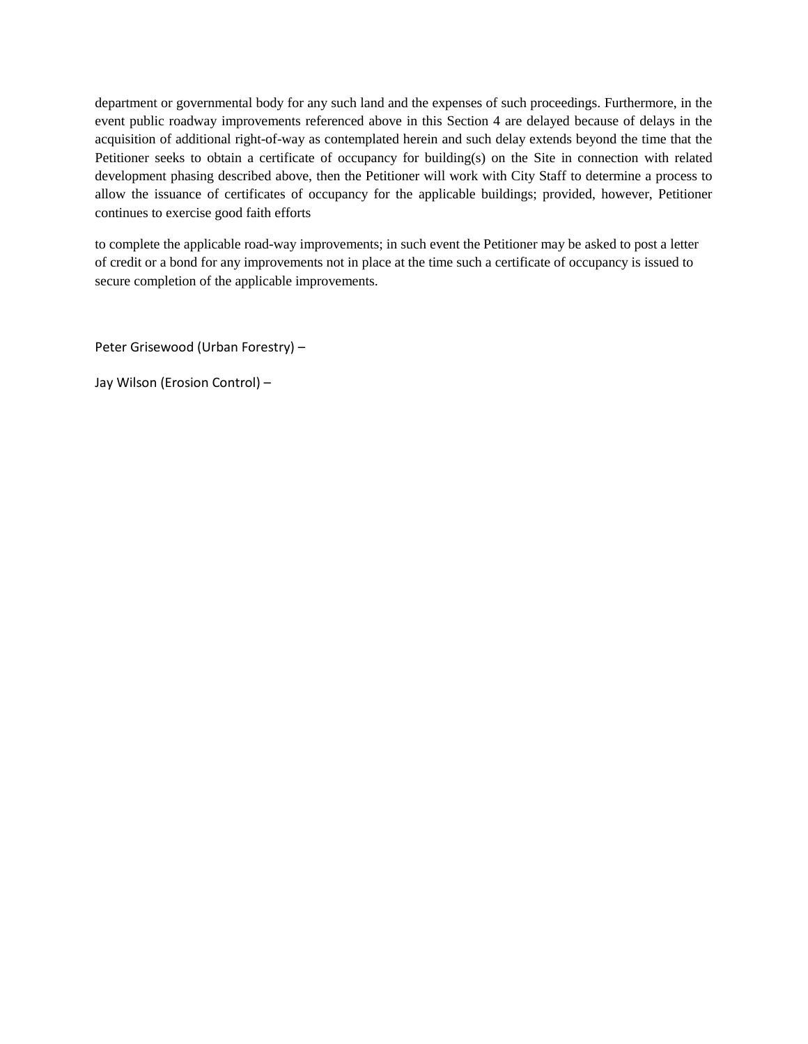department or governmental body for any such land and the expenses of such proceedings. Furthermore, in the event public roadway improvements referenced above in this Section 4 are delayed because of delays in the acquisition of additional right-of-way as contemplated herein and such delay extends beyond the time that the Petitioner seeks to obtain a certificate of occupancy for building(s) on the Site in connection with related development phasing described above, then the Petitioner will work with City Staff to determine a process to allow the issuance of certificates of occupancy for the applicable buildings; provided, however, Petitioner continues to exercise good faith efforts

to complete the applicable road-way improvements; in such event the Petitioner may be asked to post a letter of credit or a bond for any improvements not in place at the time such a certificate of occupancy is issued to secure completion of the applicable improvements.

Peter Grisewood (Urban Forestry) –

Jay Wilson (Erosion Control) –